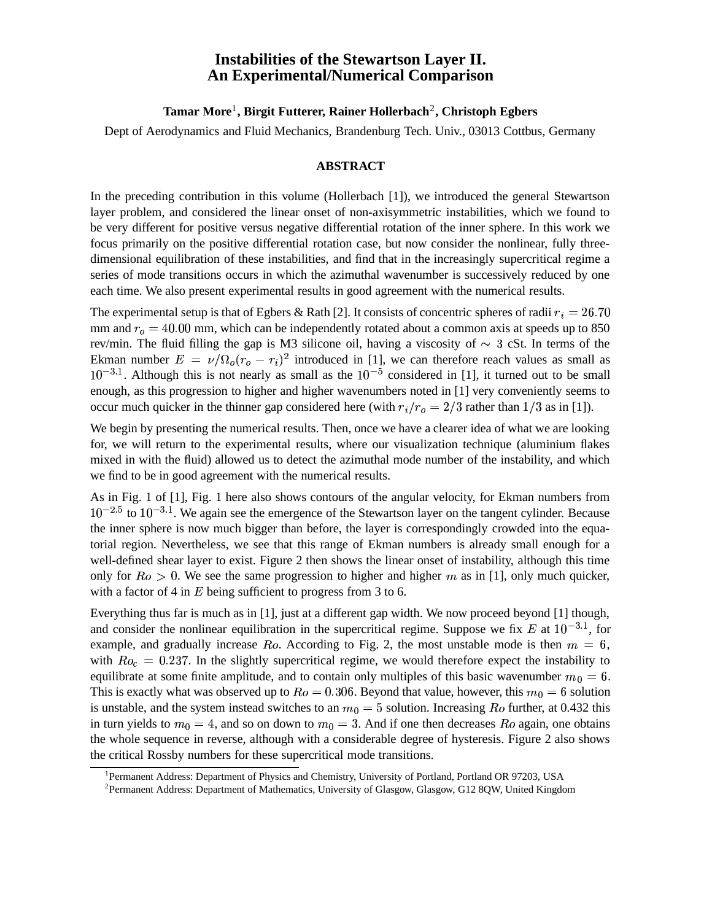# Instabilities of the Stewartson Layer II. An Experimental/Numerical Comparison

**Tamar More[1], Birgit Futterer, Rainer Hollerbach[2], Christoph Egbers**

Dept of Aerodynamics and Fluid Mechanics, Brandenburg Tech. Univ., 03013 Cottbus, Germany

## ABSTRACT

In the preceding contribution in this volume (Hollerbach [1]), we introduced the general Stewartson layer problem, and considered the linear onset of non-axisymmetric instabilities, which we found to be very different for positive versus negative differential rotation of the inner sphere. In this work we focus primarily on the positive differential rotation case, but now consider the nonlinear, fully three-dimensional equilibration of these instabilities, and find that in the increasingly supercritical regime a series of mode transitions occurs in which the azimuthal wavenumber is successively reduced by one each time. We also present experimental results in good agreement with the numerical results.

The experimental setup is that of Egbers & Rath [2]. It consists of concentric spheres of radii $r_i = 26.70$ mm and $r_o = 40.00$ mm, which can be independently rotated about a common axis at speeds up to 850 rev/min. The fluid filling the gap is M3 silicone oil, having a viscosity of $\sim 3$ cSt. In terms of the Ekman number $E = \nu/\Omega_o(r_o - r_i)^2$ introduced in [1], we can therefore reach values as small as $10^{-3.1}$. Although this is not nearly as small as the $10^{-5}$ considered in [1], it turned out to be small enough, as this progression to higher and higher wavenumbers noted in [1] very conveniently seems to occur much quicker in the thinner gap considered here (with $r_i/r_o = 2/3$ rather than $1/3$ as in [1]).

We begin by presenting the numerical results. Then, once we have a clearer idea of what we are looking for, we will return to the experimental results, where our visualization technique (aluminium flakes mixed in with the fluid) allowed us to detect the azimuthal mode number of the instability, and which we find to be in good agreement with the numerical results.

As in Fig. 1 of [1], Fig. 1 here also shows contours of the angular velocity, for Ekman numbers from $10^{-2.5}$ to $10^{-3.1}$. We again see the emergence of the Stewartson layer on the tangent cylinder. Because the inner sphere is now much bigger than before, the layer is correspondingly crowded into the equatorial region. Nevertheless, we see that this range of Ekman numbers is already small enough for a well-defined shear layer to exist. Figure 2 then shows the linear onset of instability, although this time only for $Ro > 0$. We see the same progression to higher and higher $m$ as in [1], only much quicker, with a factor of 4 in $E$ being sufficient to progress from 3 to 6.

Everything thus far is much as in [1], just at a different gap width. We now proceed beyond [1] though, and consider the nonlinear equilibration in the supercritical regime. Suppose we fix $E$ at $10^{-3.1}$, for example, and gradually increase $Ro$. According to Fig. 2, the most unstable mode is then $m = 6$, with $Ro_c = 0.237$. In the slightly supercritical regime, we would therefore expect the instability to equilibrate at some finite amplitude, and to contain only multiples of this basic wavenumber $m_0 = 6$. This is exactly what was observed up to $Ro = 0.306$. Beyond that value, however, this $m_0 = 6$ solution is unstable, and the system instead switches to an $m_0 = 5$ solution. Increasing $Ro$ further, at 0.432 this in turn yields to $m_0 = 4$, and so on down to $m_0 = 3$. And if one then decreases $Ro$ again, one obtains the whole sequence in reverse, although with a considerable degree of hysteresis. Figure 2 also shows the critical Rossby numbers for these supercritical mode transitions.

---

[1] Permanent Address: Department of Physics and Chemistry, University of Portland, Portland OR 97203, USA

[2] Permanent Address: Department of Mathematics, University of Glasgow, Glasgow, G12 8QW, United Kingdom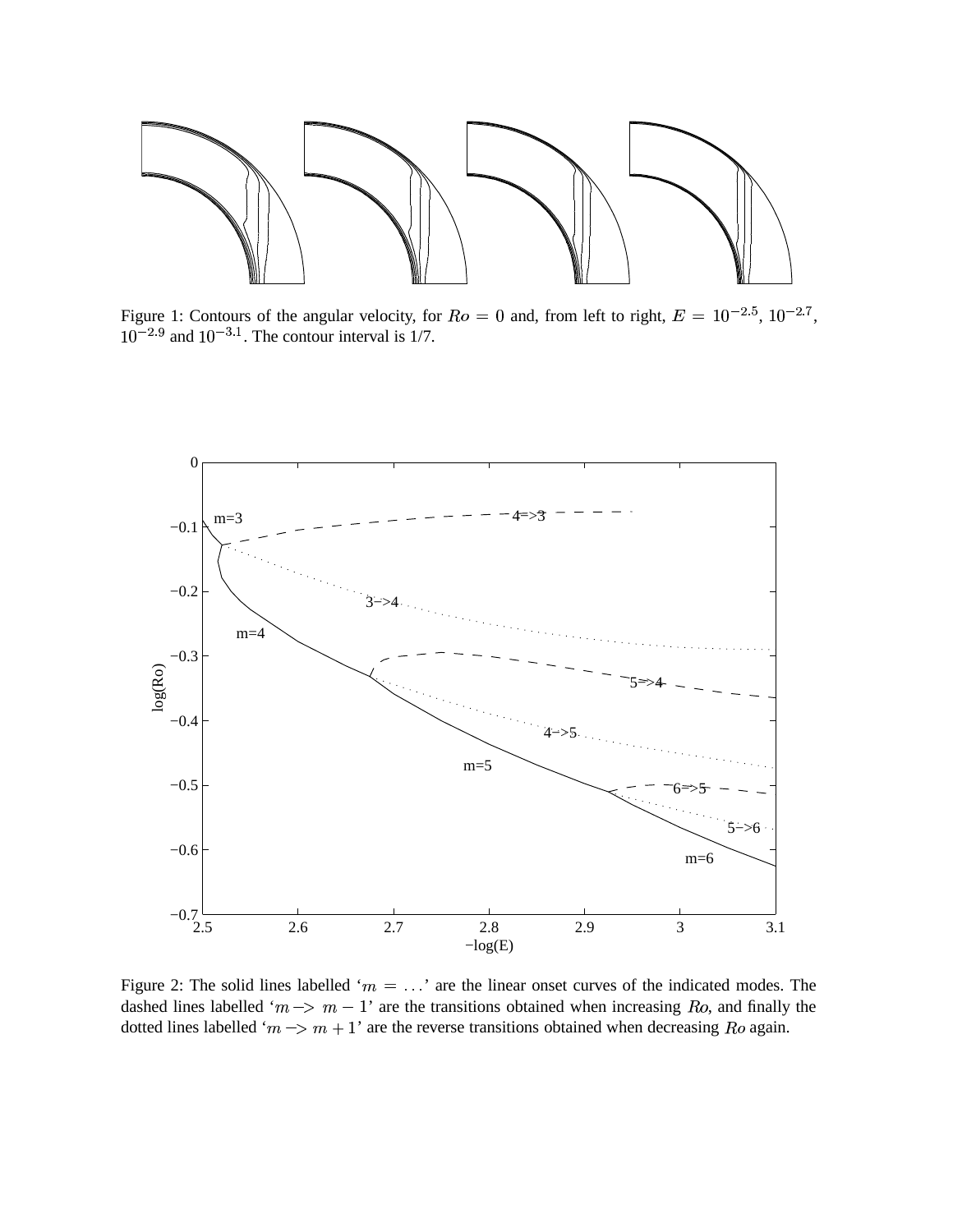Figure 1: Contours of the angular velocity, for $Ro = 0$ and, from left to right, $E = 10^{-2.5}$, $10^{-2.7}$, $10^{-2.9}$ and $10^{-3.1}$. The contour interval is 1/7.

Figure 2: The solid lines labelled '$m = \ldots$' are the linear onset curves of the indicated modes. The dashed lines labelled '$m -> m-1$' are the transitions obtained when increasing $Ro$, and finally the dotted lines labelled '$m -> m+1$' are the reverse transitions obtained when decreasing $Ro$ again.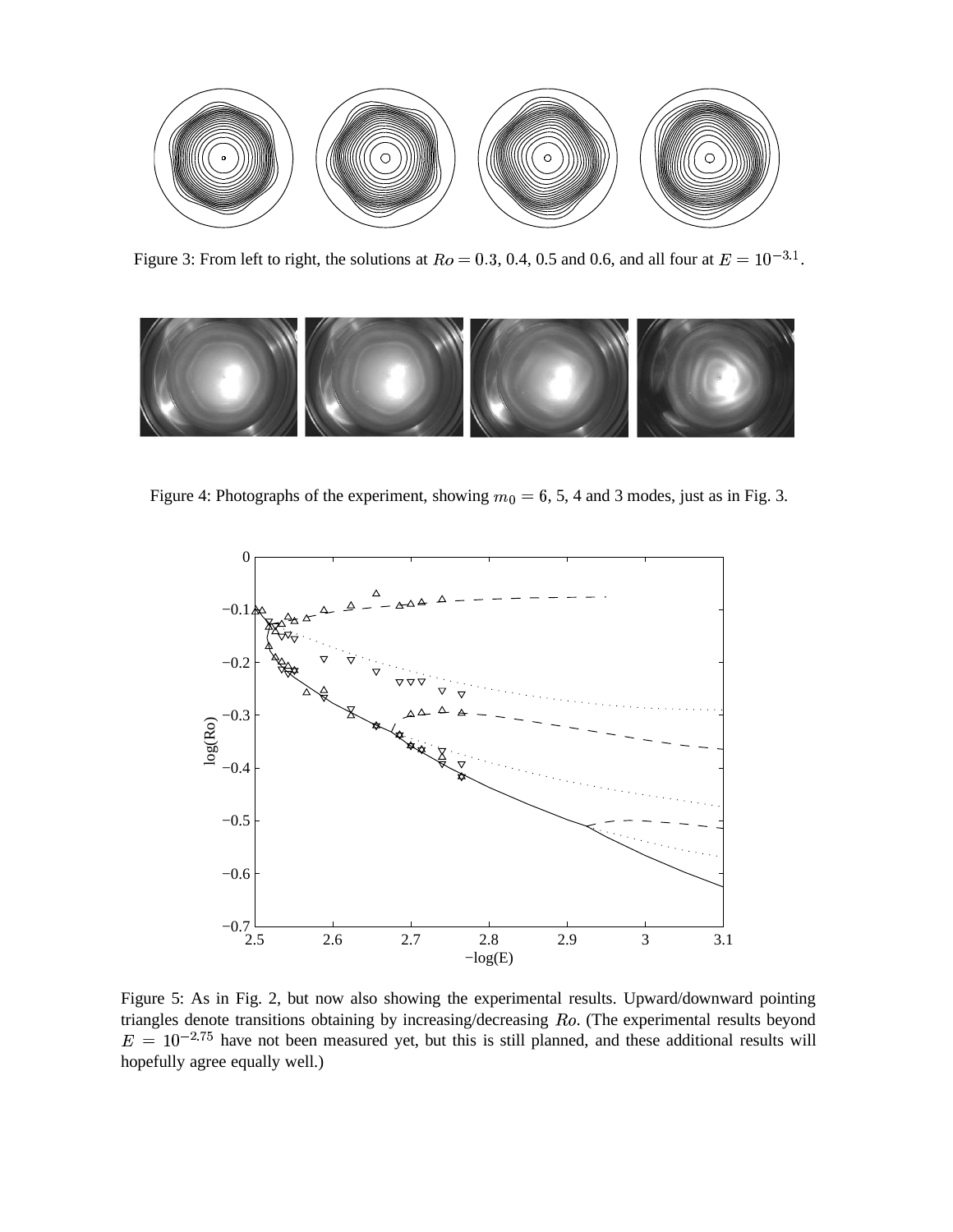Figure 3: From left to right, the solutions at $Ro = 0.3$, 0.4, 0.5 and 0.6, and all four at $E = 10^{-3.1}$.

Figure 4: Photographs of the experiment, showing $m_0 = 6$, 5, 4 and 3 modes, just as in Fig. 3.

Figure 5: As in Fig. 2, but now also showing the experimental results. Upward/downward pointing triangles denote transitions obtaining by increasing/decreasing $Ro$. (The experimental results beyond $E = 10^{-2.75}$ have not been measured yet, but this is still planned, and these additional results will hopefully agree equally well.)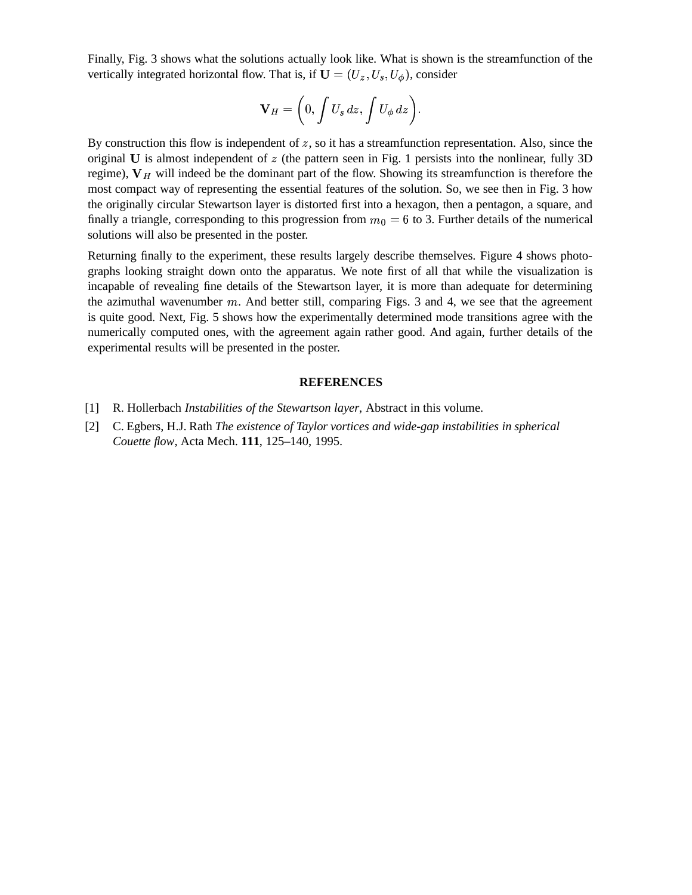Finally, Fig. 3 shows what the solutions actually look like. What is shown is the streamfunction of the vertically integrated horizontal flow. That is, if $\mathbf{U} = (U_z, U_s, U_\phi)$, consider

$$\mathbf{V}_H = \left(0, \int U_s \, dz, \int U_\phi \, dz\right).$$

By construction this flow is independent of $z$, so it has a streamfunction representation. Also, since the original $\mathbf{U}$ is almost independent of $z$ (the pattern seen in Fig. 1 persists into the nonlinear, fully 3D regime), $\mathbf{V}_H$ will indeed be the dominant part of the flow. Showing its streamfunction is therefore the most compact way of representing the essential features of the solution. So, we see then in Fig. 3 how the originally circular Stewartson layer is distorted first into a hexagon, then a pentagon, a square, and finally a triangle, corresponding to this progression from $m_0 = 6$ to 3. Further details of the numerical solutions will also be presented in the poster.

Returning finally to the experiment, these results largely describe themselves. Figure 4 shows photographs looking straight down onto the apparatus. We note first of all that while the visualization is incapable of revealing fine details of the Stewartson layer, it is more than adequate for determining the azimuthal wavenumber $m$. And better still, comparing Figs. 3 and 4, we see that the agreement is quite good. Next, Fig. 5 shows how the experimentally determined mode transitions agree with the numerically computed ones, with the agreement again rather good. And again, further details of the experimental results will be presented in the poster.

## REFERENCES

[1] R. Hollerbach *Instabilities of the Stewartson layer*, Abstract in this volume.

[2] C. Egbers, H.J. Rath *The existence of Taylor vortices and wide-gap instabilities in spherical Couette flow*, Acta Mech. **111**, 125–140, 1995.